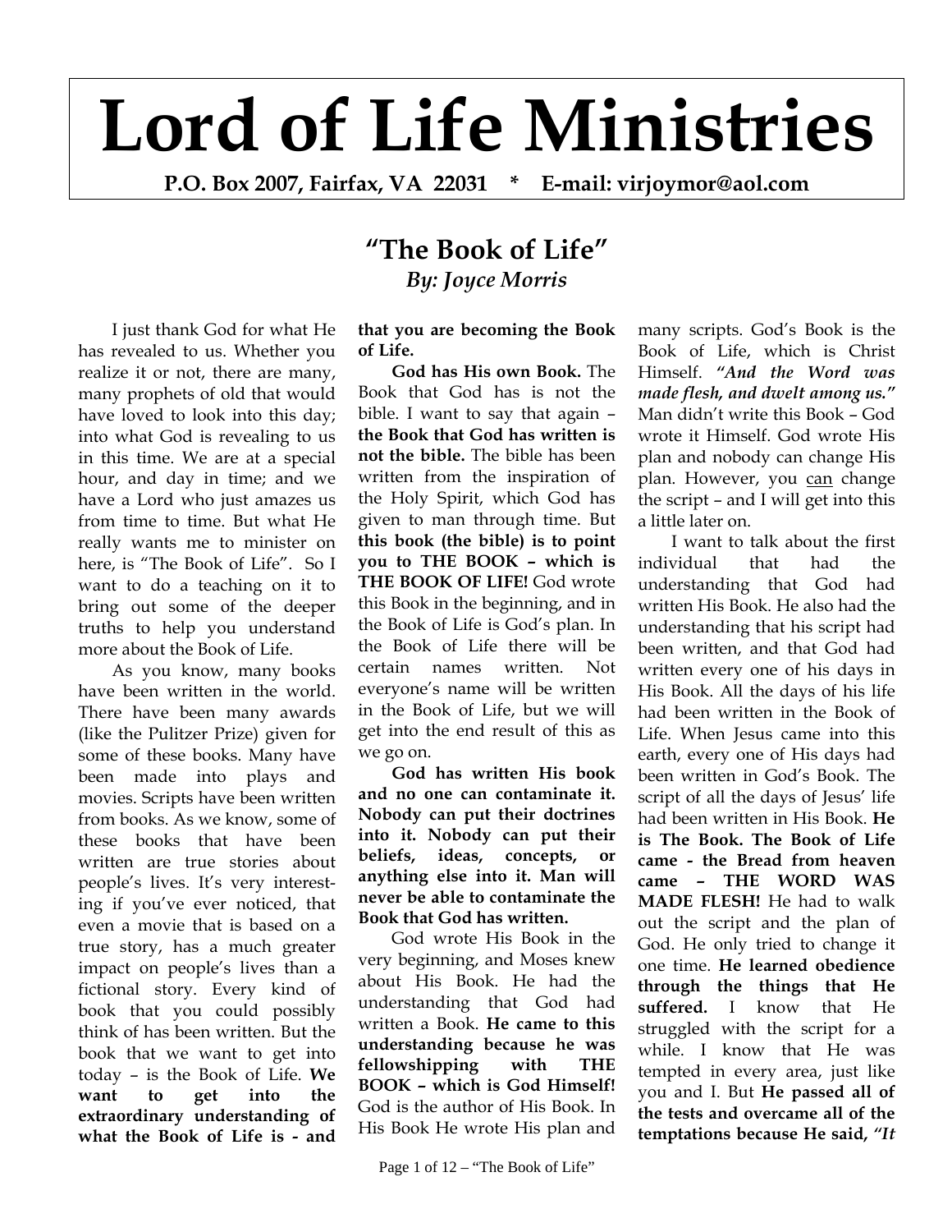# Lord of Life Ministries

**P.O. Box 2007, Fairfax, VA 22031 * E-mail: virjoymor@aol.com**

## "The Book of Life"

***By: Joyce Morris***

I just thank God for what He has revealed to us. Whether you realize it or not, there are many, many prophets of old that would have loved to look into this day; into what God is revealing to us in this time. We are at a special hour, and day in time; and we have a Lord who just amazes us from time to time. But what He really wants me to minister on here, is "The Book of Life". So I want to do a teaching on it to bring out some of the deeper truths to help you understand more about the Book of Life.

As you know, many books have been written in the world. There have been many awards (like the Pulitzer Prize) given for some of these books. Many have been made into plays and movies. Scripts have been written from books. As we know, some of these books that have been written are true stories about people's lives. It's very interesting if you've ever noticed, that even a movie that is based on a true story, has a much greater impact on people's lives than a fictional story. Every kind of book that you could possibly think of has been written. But the book that we want to get into today – is the Book of Life. **We want to get into the extraordinary understanding of what the Book of Life is - and that you are becoming the Book of Life.**

**God has His own Book.** The Book that God has is not the bible. I want to say that again – **the Book that God has written is not the bible.** The bible has been written from the inspiration of the Holy Spirit, which God has given to man through time. But **this book (the bible) is to point you to THE BOOK – which is THE BOOK OF LIFE!** God wrote this Book in the beginning, and in the Book of Life is God's plan. In the Book of Life there will be certain names written. Not everyone's name will be written in the Book of Life, but we will get into the end result of this as we go on.

**God has written His book and no one can contaminate it. Nobody can put their doctrines into it. Nobody can put their beliefs, ideas, concepts, or anything else into it. Man will never be able to contaminate the Book that God has written.**

God wrote His Book in the very beginning, and Moses knew about His Book. He had the understanding that God had written a Book. **He came to this understanding because he was fellowshipping with THE BOOK – which is God Himself!** God is the author of His Book. In His Book He wrote His plan and many scripts. God's Book is the Book of Life, which is Christ Himself. ***"And the Word was made flesh, and dwelt among us."*** Man didn't write this Book – God wrote it Himself. God wrote His plan and nobody can change His plan. However, you <u>can</u> change the script – and I will get into this a little later on.

I want to talk about the first individual that had the understanding that God had written His Book. He also had the understanding that his script had been written, and that God had written every one of his days in His Book. All the days of his life had been written in the Book of Life. When Jesus came into this earth, every one of His days had been written in God's Book. The script of all the days of Jesus' life had been written in His Book. **He is The Book. The Book of Life came - the Bread from heaven came – THE WORD WAS MADE FLESH!** He had to walk out the script and the plan of God. He only tried to change it one time. **He learned obedience through the things that He suffered.** I know that He struggled with the script for a while. I know that He was tempted in every area, just like you and I. But **He passed all of the tests and overcame all of the temptations because He said, *"It***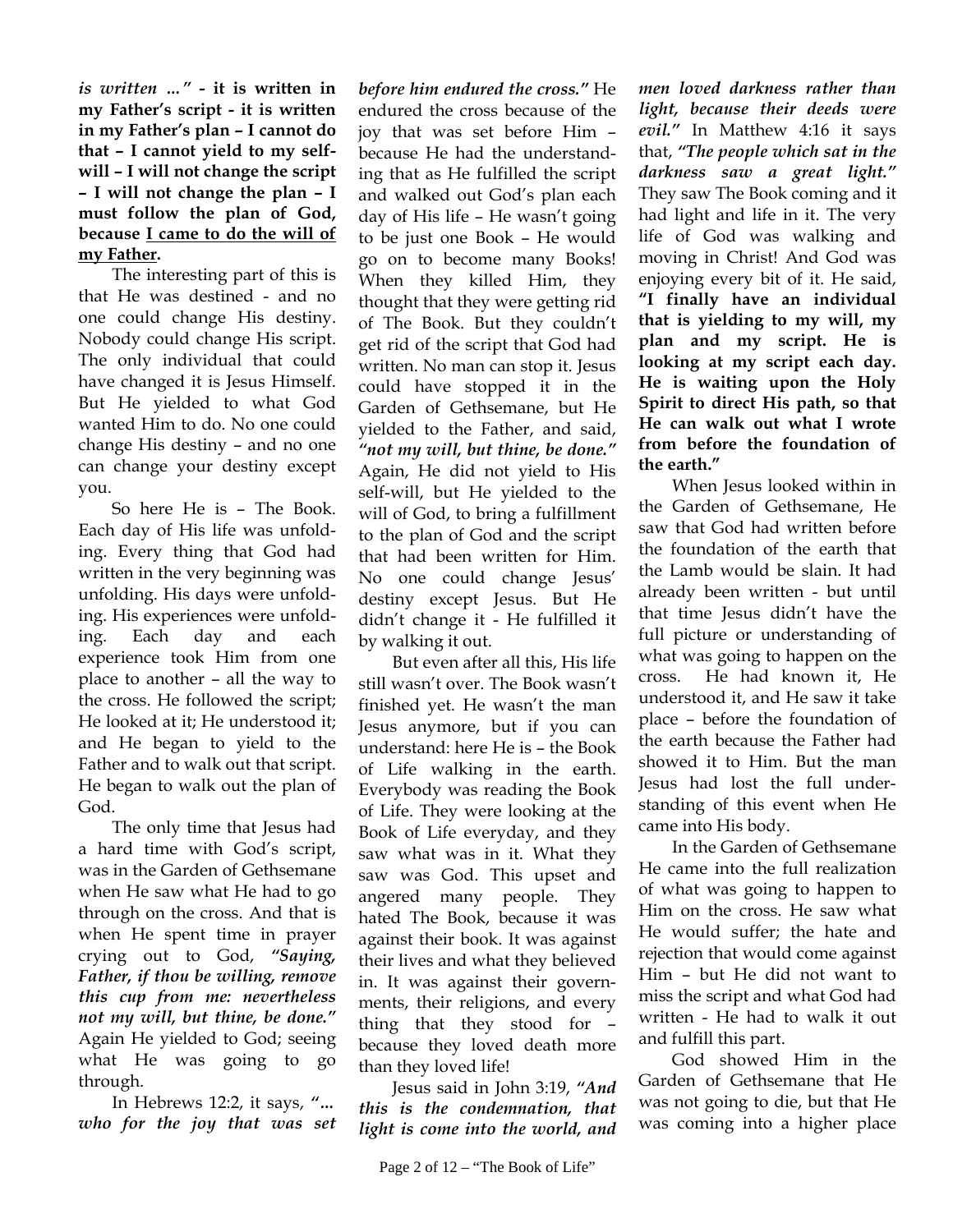***is written ..." -* it is written in my Father's script - it is written in my Father's plan – I cannot do that – I cannot yield to my self-will – I will not change the script – I will not change the plan – I must follow the plan of God, because <u>I came to do the will of my Father</u>.**

The interesting part of this is that He was destined - and no one could change His destiny. Nobody could change His script. The only individual that could have changed it is Jesus Himself. But He yielded to what God wanted Him to do. No one could change His destiny – and no one can change your destiny except you.

So here He is – The Book. Each day of His life was unfolding. Every thing that God had written in the very beginning was unfolding. His days were unfolding. His experiences were unfolding. Each day and each experience took Him from one place to another – all the way to the cross. He followed the script; He looked at it; He understood it; and He began to yield to the Father and to walk out that script. He began to walk out the plan of God.

The only time that Jesus had a hard time with God's script, was in the Garden of Gethsemane when He saw what He had to go through on the cross. And that is when He spent time in prayer crying out to God, ***"Saying, Father, if thou be willing, remove this cup from me: nevertheless not my will, but thine, be done."*** Again He yielded to God; seeing what He was going to go through.

In Hebrews 12:2, it says, ***"... who for the joy that was set before him endured the cross."*** He endured the cross because of the joy that was set before Him – because He had the understanding that as He fulfilled the script and walked out God's plan each day of His life – He wasn't going to be just one Book – He would go on to become many Books! When they killed Him, they thought that they were getting rid of The Book. But they couldn't get rid of the script that God had written. No man can stop it. Jesus could have stopped it in the Garden of Gethsemane, but He yielded to the Father, and said, ***"not my will, but thine, be done."*** Again, He did not yield to His self-will, but He yielded to the will of God, to bring a fulfillment to the plan of God and the script that had been written for Him. No one could change Jesus' destiny except Jesus. But He didn't change it - He fulfilled it by walking it out.

But even after all this, His life still wasn't over. The Book wasn't finished yet. He wasn't the man Jesus anymore, but if you can understand: here He is – the Book of Life walking in the earth. Everybody was reading the Book of Life. They were looking at the Book of Life everyday, and they saw what was in it. What they saw was God. This upset and angered many people. They hated The Book, because it was against their book. It was against their lives and what they believed in. It was against their governments, their religions, and every thing that they stood for – because they loved death more than they loved life!

Jesus said in John 3:19, ***"And this is the condemnation, that light is come into the world, and men loved darkness rather than light, because their deeds were evil."*** In Matthew 4:16 it says that, ***"The people which sat in the darkness saw a great light."*** They saw The Book coming and it had light and life in it. The very life of God was walking and moving in Christ! And God was enjoying every bit of it. He said, **"I finally have an individual that is yielding to my will, my plan and my script. He is looking at my script each day. He is waiting upon the Holy Spirit to direct His path, so that He can walk out what I wrote from before the foundation of the earth."**

When Jesus looked within in the Garden of Gethsemane, He saw that God had written before the foundation of the earth that the Lamb would be slain. It had already been written - but until that time Jesus didn't have the full picture or understanding of what was going to happen on the cross. He had known it, He understood it, and He saw it take place – before the foundation of the earth because the Father had showed it to Him. But the man Jesus had lost the full understanding of this event when He came into His body.

In the Garden of Gethsemane He came into the full realization of what was going to happen to Him on the cross. He saw what He would suffer; the hate and rejection that would come against Him – but He did not want to miss the script and what God had written - He had to walk it out and fulfill this part.

God showed Him in the Garden of Gethsemane that He was not going to die, but that He was coming into a higher place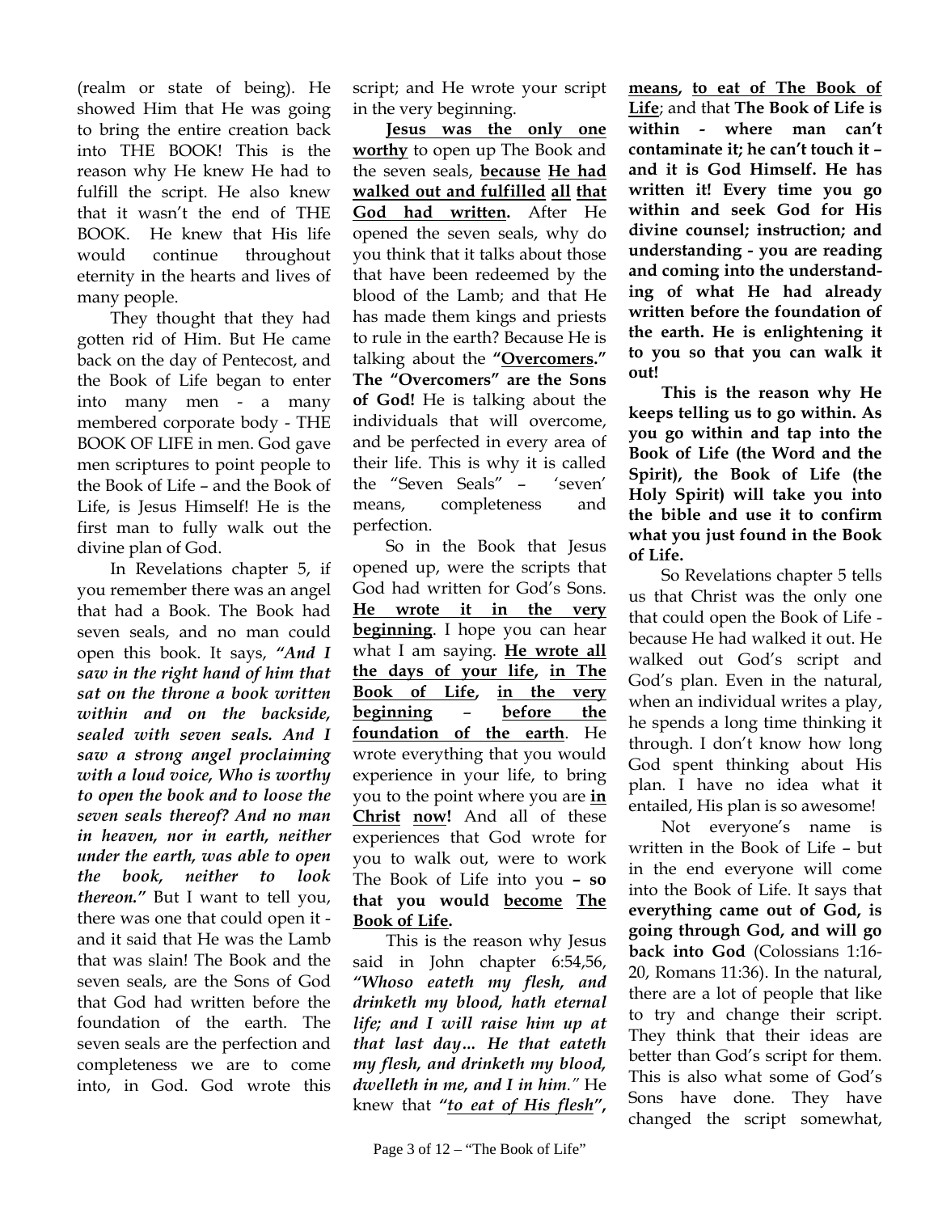(realm or state of being). He showed Him that He was going to bring the entire creation back into THE BOOK! This is the reason why He knew He had to fulfill the script. He also knew that it wasn't the end of THE BOOK. He knew that His life would continue throughout eternity in the hearts and lives of many people.

They thought that they had gotten rid of Him. But He came back on the day of Pentecost, and the Book of Life began to enter into many men - a many membered corporate body - THE BOOK OF LIFE in men. God gave men scriptures to point people to the Book of Life – and the Book of Life, is Jesus Himself! He is the first man to fully walk out the divine plan of God.

In Revelations chapter 5, if you remember there was an angel that had a Book. The Book had seven seals, and no man could open this book. It says, ***"And I saw in the right hand of him that sat on the throne a book written within and on the backside, sealed with seven seals. And I saw a strong angel proclaiming with a loud voice, Who is worthy to open the book and to loose the seven seals thereof? And no man in heaven, nor in earth, neither under the earth, was able to open the book, neither to look thereon."*** But I want to tell you, there was one that could open it - and it said that He was the Lamb that was slain! The Book and the seven seals, are the Sons of God that God had written before the foundation of the earth. The seven seals are the perfection and completeness we are to come into, in God. God wrote this script; and He wrote your script in the very beginning.

<u>**Jesus was the only one worthy**</u> to open up The Book and the seven seals, <u>**because**</u> <u>**He had walked out and fulfilled**</u> <u>**all**</u> <u>**that God had written.**</u> After He opened the seven seals, why do you think that it talks about those that have been redeemed by the blood of the Lamb; and that He has made them kings and priests to rule in the earth? Because He is talking about the **"<u>Overcomers</u>." The "Overcomers" are the Sons of God!** He is talking about the individuals that will overcome, and be perfected in every area of their life. This is why it is called the "Seven Seals" – 'seven' means, completeness and perfection.

So in the Book that Jesus opened up, were the scripts that God had written for God's Sons. <u>**He wrote it in the very beginning**</u>. I hope you can hear what I am saying. <u>**He wrote all the days of your life**</u>**,** <u>**in The Book of Life**</u>**,** <u>**in the very beginning**</u> – <u>**before the foundation of the earth**</u>. He wrote everything that you would experience in your life, to bring you to the point where you are <u>**in Christ**</u> <u>**now**</u>**!** And all of these experiences that God wrote for you to walk out, were to work The Book of Life into you **– so that you would <u>become</u> <u>The Book of Life</u>.**

This is the reason why Jesus said in John chapter 6:54,56, ***"Whoso eateth my flesh, and drinketh my blood, hath eternal life; and I will raise him up at that last day... He that eateth my flesh, and drinketh my blood, dwelleth in me, and I in him."*** He knew that ***"<u>to eat of His flesh</u>"***, <u>**means**</u>**,** <u>**to eat of The Book of Life**</u>; and that **The Book of Life is within - where man can't contaminate it; he can't touch it – and it is God Himself. He has written it! Every time you go within and seek God for His divine counsel; instruction; and understanding - you are reading and coming into the understanding of what He had already written before the foundation of the earth. He is enlightening it to you so that you can walk it out!**

**This is the reason why He keeps telling us to go within. As you go within and tap into the Book of Life (the Word and the Spirit), the Book of Life (the Holy Spirit) will take you into the bible and use it to confirm what you just found in the Book of Life.**

So Revelations chapter 5 tells us that Christ was the only one that could open the Book of Life - because He had walked it out. He walked out God's script and God's plan. Even in the natural, when an individual writes a play, he spends a long time thinking it through. I don't know how long God spent thinking about His plan. I have no idea what it entailed, His plan is so awesome!

Not everyone's name is written in the Book of Life – but in the end everyone will come into the Book of Life. It says that **everything came out of God, is going through God, and will go back into God** (Colossians 1:16-20, Romans 11:36). In the natural, there are a lot of people that like to try and change their script. They think that their ideas are better than God's script for them. This is also what some of God's Sons have done. They have changed the script somewhat,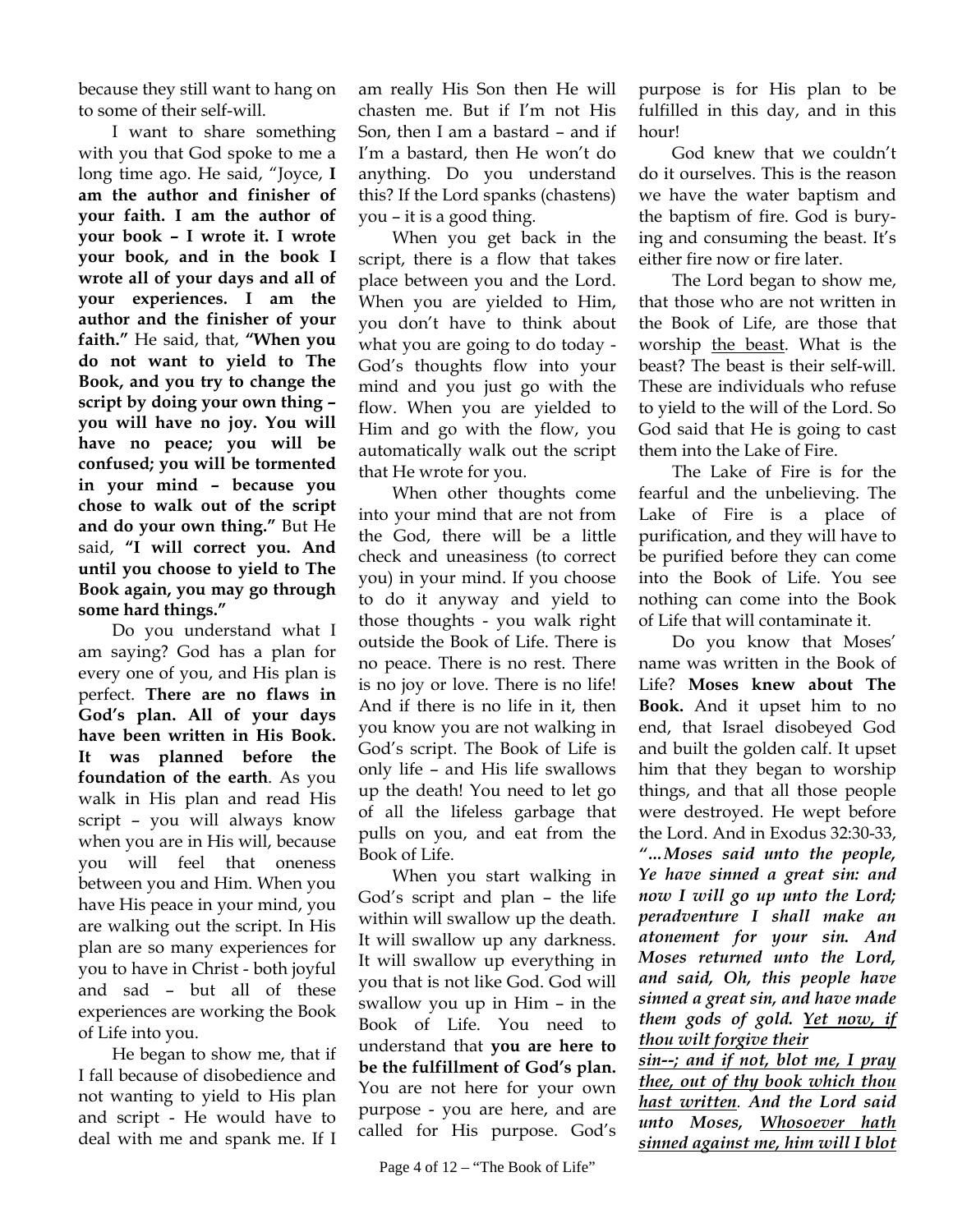because they still want to hang on to some of their self-will.

I want to share something with you that God spoke to me a long time ago. He said, "Joyce, **I am the author and finisher of your faith. I am the author of your book – I wrote it. I wrote your book, and in the book I wrote all of your days and all of your experiences. I am the author and the finisher of your faith."** He said, that, **"When you do not want to yield to The Book, and you try to change the script by doing your own thing – you will have no joy. You will have no peace; you will be confused; you will be tormented in your mind – because you chose to walk out of the script and do your own thing."** But He said, **"I will correct you. And until you choose to yield to The Book again, you may go through some hard things."**

Do you understand what I am saying? God has a plan for every one of you, and His plan is perfect. **There are no flaws in God's plan. All of your days have been written in His Book. It was planned before the foundation of the earth**. As you walk in His plan and read His script – you will always know when you are in His will, because you will feel that oneness between you and Him. When you have His peace in your mind, you are walking out the script. In His plan are so many experiences for you to have in Christ - both joyful and sad – but all of these experiences are working the Book of Life into you.

He began to show me, that if I fall because of disobedience and not wanting to yield to His plan and script - He would have to deal with me and spank me. If I am really His Son then He will chasten me. But if I'm not His Son, then I am a bastard – and if I'm a bastard, then He won't do anything. Do you understand this? If the Lord spanks (chastens) you – it is a good thing.

When you get back in the script, there is a flow that takes place between you and the Lord. When you are yielded to Him, you don't have to think about what you are going to do today - God's thoughts flow into your mind and you just go with the flow. When you are yielded to Him and go with the flow, you automatically walk out the script that He wrote for you.

When other thoughts come into your mind that are not from the God, there will be a little check and uneasiness (to correct you) in your mind. If you choose to do it anyway and yield to those thoughts - you walk right outside the Book of Life. There is no peace. There is no rest. There is no joy or love. There is no life! And if there is no life in it, then you know you are not walking in God's script. The Book of Life is only life – and His life swallows up the death! You need to let go of all the lifeless garbage that pulls on you, and eat from the Book of Life.

When you start walking in God's script and plan – the life within will swallow up the death. It will swallow up any darkness. It will swallow up everything in you that is not like God. God will swallow you up in Him – in the Book of Life. You need to understand that **you are here to be the fulfillment of God's plan.** You are not here for your own purpose - you are here, and are called for His purpose. God's purpose is for His plan to be fulfilled in this day, and in this hour!

God knew that we couldn't do it ourselves. This is the reason we have the water baptism and the baptism of fire. God is burying and consuming the beast. It's either fire now or fire later.

The Lord began to show me, that those who are not written in the Book of Life, are those that worship <u>the beast</u>. What is the beast? The beast is their self-will. These are individuals who refuse to yield to the will of the Lord. So God said that He is going to cast them into the Lake of Fire.

The Lake of Fire is for the fearful and the unbelieving. The Lake of Fire is a place of purification, and they will have to be purified before they can come into the Book of Life. You see nothing can come into the Book of Life that will contaminate it.

Do you know that Moses' name was written in the Book of Life? **Moses knew about The Book.** And it upset him to no end, that Israel disobeyed God and built the golden calf. It upset him that they began to worship things, and that all those people were destroyed. He wept before the Lord. And in Exodus 32:30-33, ***"…Moses said unto the people, Ye have sinned a great sin: and now I will go up unto the Lord; peradventure I shall make an atonement for your sin. And Moses returned unto the Lord, and said, Oh, this people have sinned a great sin, and have made them gods of gold. <u>Yet now, if thou wilt forgive their sin--; and if not, blot me, I pray thee, out of thy book which thou hast written</u>. And the Lord said unto Moses, <u>Whosoever hath sinned against me, him will I blot</u>***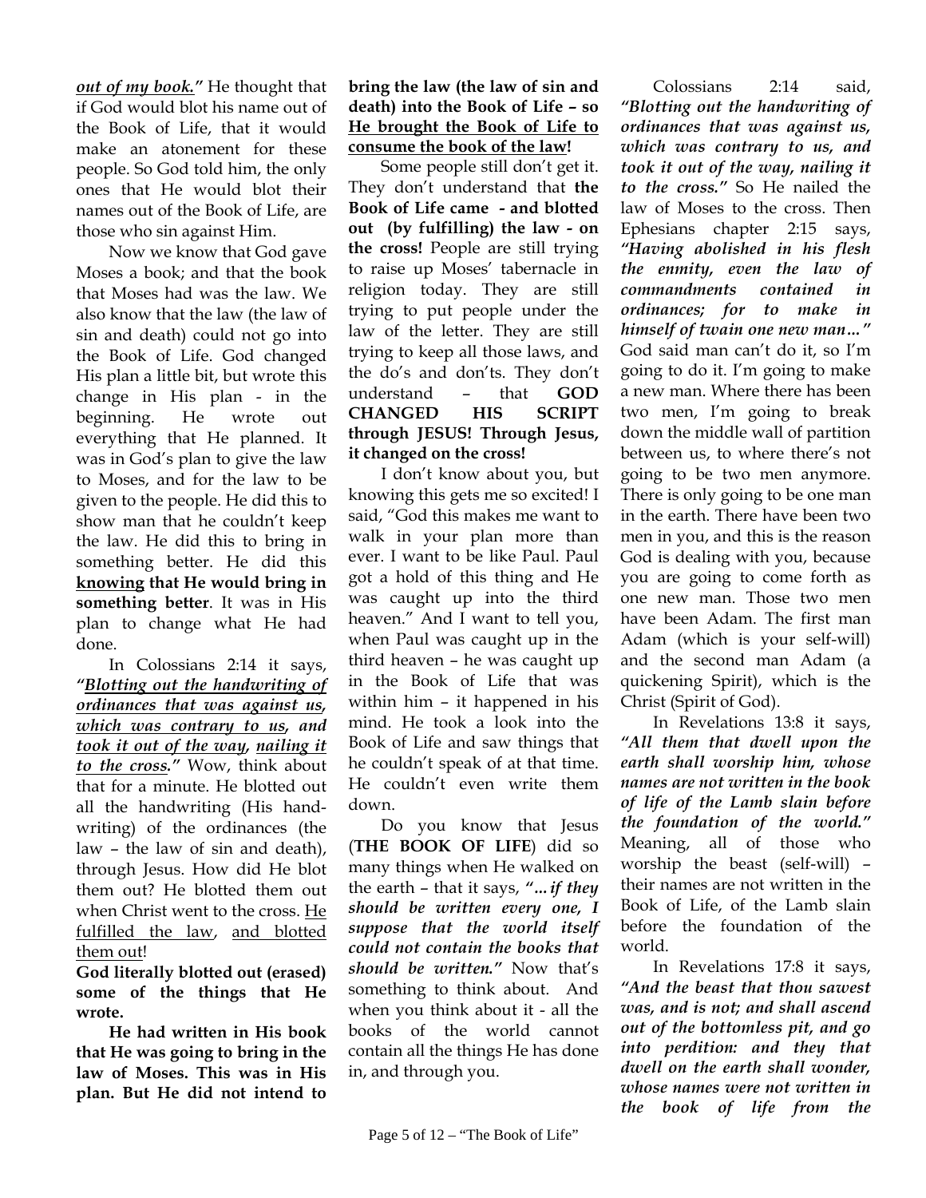***<u>out of my book.</u>"*** He thought that if God would blot his name out of the Book of Life, that it would make an atonement for these people. So God told him, the only ones that He would blot their names out of the Book of Life, are those who sin against Him.

Now we know that God gave Moses a book; and that the book that Moses had was the law. We also know that the law (the law of sin and death) could not go into the Book of Life. God changed His plan a little bit, but wrote this change in His plan - in the beginning. He wrote out everything that He planned. It was in God's plan to give the law to Moses, and for the law to be given to the people. He did this to show man that he couldn't keep the law. He did this to bring in something better. He did this **<u>knowing</u> that He would bring in something better**. It was in His plan to change what He had done.

In Colossians 2:14 it says, ***"<u>Blotting out the handwriting of ordinances that was against us</u>, <u>which was contrary to us</u>, and <u>took it out of the way</u>, <u>nailing it to the cross</u>."*** Wow, think about that for a minute. He blotted out all the handwriting (His handwriting) of the ordinances (the law – the law of sin and death), through Jesus. How did He blot them out? He blotted them out when Christ went to the cross. <u>He fulfilled the law</u>, <u>and blotted them out</u>!

**God literally blotted out (erased) some of the things that He wrote.**

**He had written in His book that He was going to bring in the law of Moses. This was in His plan. But He did not intend to bring the law (the law of sin and death) into the Book of Life – so <u>He brought the Book of Life to consume the book of the law</u>!**

Some people still don't get it. They don't understand that **the Book of Life came - and blotted out (by fulfilling) the law - on the cross!** People are still trying to raise up Moses' tabernacle in religion today. They are still trying to put people under the law of the letter. They are still trying to keep all those laws, and the do's and don'ts. They don't understand – that **GOD CHANGED HIS SCRIPT through JESUS! Through Jesus, it changed on the cross!**

I don't know about you, but knowing this gets me so excited! I said, "God this makes me want to walk in your plan more than ever. I want to be like Paul. Paul got a hold of this thing and He was caught up into the third heaven." And I want to tell you, when Paul was caught up in the third heaven – he was caught up in the Book of Life that was within him – it happened in his mind. He took a look into the Book of Life and saw things that he couldn't speak of at that time. He couldn't even write them down.

Do you know that Jesus (**THE BOOK OF LIFE**) did so many things when He walked on the earth – that it says, ***"…if they should be written every one, I suppose that the world itself could not contain the books that should be written."*** Now that's something to think about. And when you think about it - all the books of the world cannot contain all the things He has done in, and through you.

Colossians 2:14 said, ***"Blotting out the handwriting of ordinances that was against us, which was contrary to us, and took it out of the way, nailing it to the cross."*** So He nailed the law of Moses to the cross. Then Ephesians chapter 2:15 says, ***"Having abolished in his flesh the enmity, even the law of commandments contained in ordinances; for to make in himself of twain one new man…"*** God said man can't do it, so I'm going to do it. I'm going to make a new man. Where there has been two men, I'm going to break down the middle wall of partition between us, to where there's not going to be two men anymore. There is only going to be one man in the earth. There have been two men in you, and this is the reason God is dealing with you, because you are going to come forth as one new man. Those two men have been Adam. The first man Adam (which is your self-will) and the second man Adam (a quickening Spirit), which is the Christ (Spirit of God).

In Revelations 13:8 it says, ***"All them that dwell upon the earth shall worship him, whose names are not written in the book of life of the Lamb slain before the foundation of the world."*** Meaning, all of those who worship the beast (self-will) – their names are not written in the Book of Life, of the Lamb slain before the foundation of the world.

In Revelations 17:8 it says, ***"And the beast that thou sawest was, and is not; and shall ascend out of the bottomless pit, and go into perdition: and they that dwell on the earth shall wonder, whose names were not written in the book of life from the***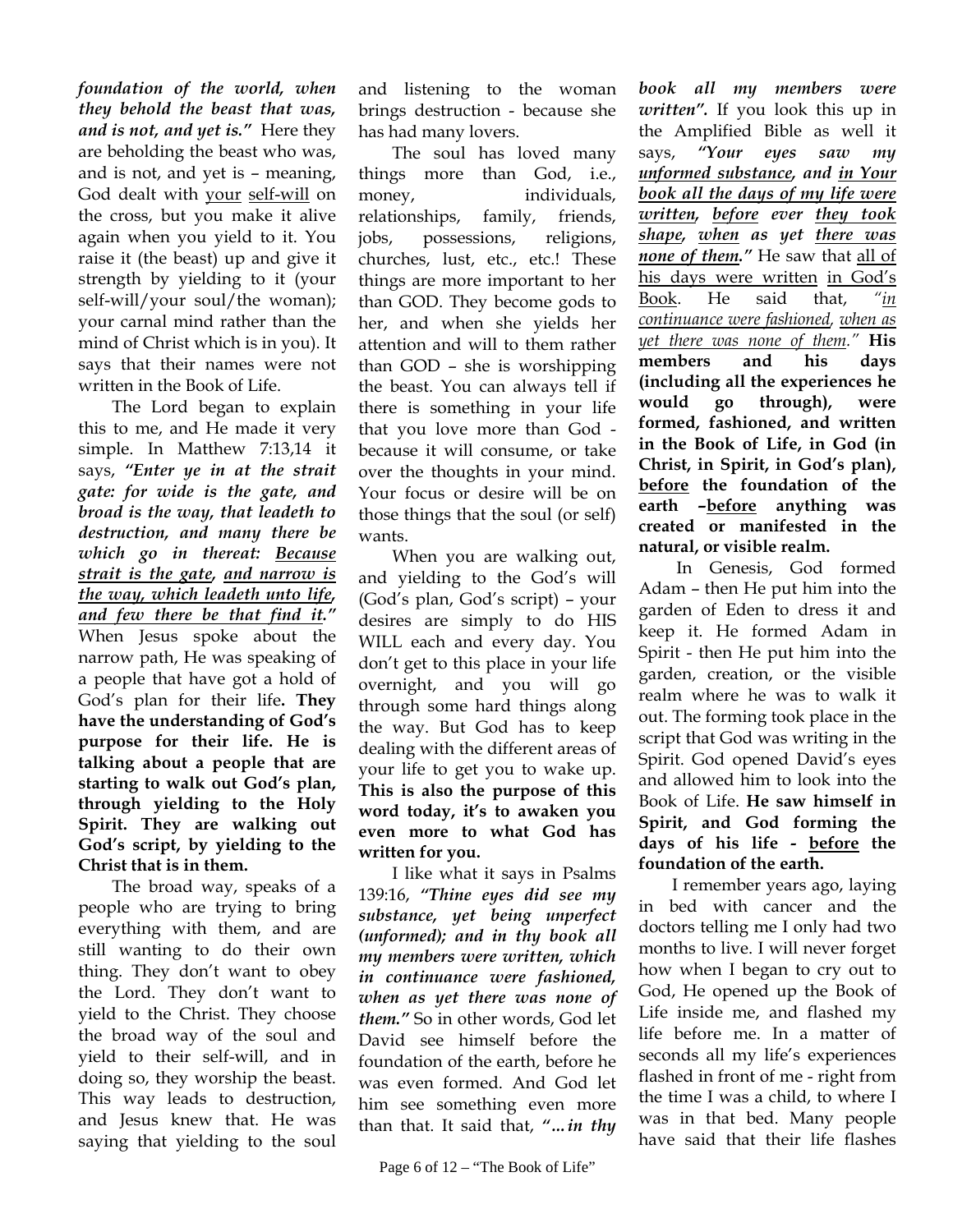***foundation of the world, when they behold the beast that was, and is not, and yet is."*** Here they are beholding the beast who was, and is not, and yet is – meaning, God dealt with <u>your</u> <u>self-will</u> on the cross, but you make it alive again when you yield to it. You raise it (the beast) up and give it strength by yielding to it (your self-will/your soul/the woman); your carnal mind rather than the mind of Christ which is in you). It says that their names were not written in the Book of Life.

The Lord began to explain this to me, and He made it very simple. In Matthew 7:13,14 it says, ***"Enter ye in at the strait gate: for wide is the gate, and broad is the way, that leadeth to destruction, and many there be which go in thereat: <u>Because strait is the gate</u>, <u>and narrow is the way, which leadeth unto life</u>, <u>and few there be that find it</u>."*** When Jesus spoke about the narrow path, He was speaking of a people that have got a hold of God's plan for their life**. They have the understanding of God's purpose for their life. He is talking about a people that are starting to walk out God's plan, through yielding to the Holy Spirit. They are walking out God's script, by yielding to the Christ that is in them.**

The broad way, speaks of a people who are trying to bring everything with them, and are still wanting to do their own thing. They don't want to obey the Lord. They don't want to yield to the Christ. They choose the broad way of the soul and yield to their self-will, and in doing so, they worship the beast. This way leads to destruction, and Jesus knew that. He was saying that yielding to the soul and listening to the woman brings destruction - because she has had many lovers.

The soul has loved many things more than God, i.e., money, individuals, relationships, family, friends, jobs, possessions, religions, churches, lust, etc., etc.! These things are more important to her than GOD. They become gods to her, and when she yields her attention and will to them rather than GOD – she is worshipping the beast. You can always tell if there is something in your life that you love more than God - because it will consume, or take over the thoughts in your mind. Your focus or desire will be on those things that the soul (or self) wants.

When you are walking out, and yielding to the God's will (God's plan, God's script) – your desires are simply to do HIS WILL each and every day. You don't get to this place in your life overnight, and you will go through some hard things along the way. But God has to keep dealing with the different areas of your life to get you to wake up. **This is also the purpose of this word today, it's to awaken you even more to what God has written for you.**

I like what it says in Psalms 139:16, ***"Thine eyes did see my substance, yet being unperfect (unformed); and in thy book all my members were written, which in continuance were fashioned, when as yet there was none of them."*** So in other words, God let David see himself before the foundation of the earth, before he was even formed. And God let him see something even more than that. It said that, ***"…in thy book all my members were written".*** If you look this up in the Amplified Bible as well it says, ***"Your eyes saw my <u>unformed substance</u>, and <u>in Your book all the days of my life were written</u>, <u>before</u> ever <u>they took shape</u>, <u>when</u> as yet <u>there was none of them</u>."*** He saw that <u>all of his days were written</u> <u>in God's Book</u>. He said that, *"<u>in continuance were fashioned</u>, <u>when as yet there was none of them</u>."* **His members and his days (including all the experiences he would go through), were formed, fashioned, and written in the Book of Life, in God (in Christ, in Spirit, in God's plan), <u>before</u> the foundation of the earth –<u>before</u> anything was created or manifested in the natural, or visible realm.**

In Genesis, God formed Adam – then He put him into the garden of Eden to dress it and keep it. He formed Adam in Spirit - then He put him into the garden, creation, or the visible realm where he was to walk it out. The forming took place in the script that God was writing in the Spirit. God opened David's eyes and allowed him to look into the Book of Life. **He saw himself in Spirit, and God forming the days of his life - <u>before</u> the foundation of the earth.**

I remember years ago, laying in bed with cancer and the doctors telling me I only had two months to live. I will never forget how when I began to cry out to God, He opened up the Book of Life inside me, and flashed my life before me. In a matter of seconds all my life's experiences flashed in front of me - right from the time I was a child, to where I was in that bed. Many people have said that their life flashes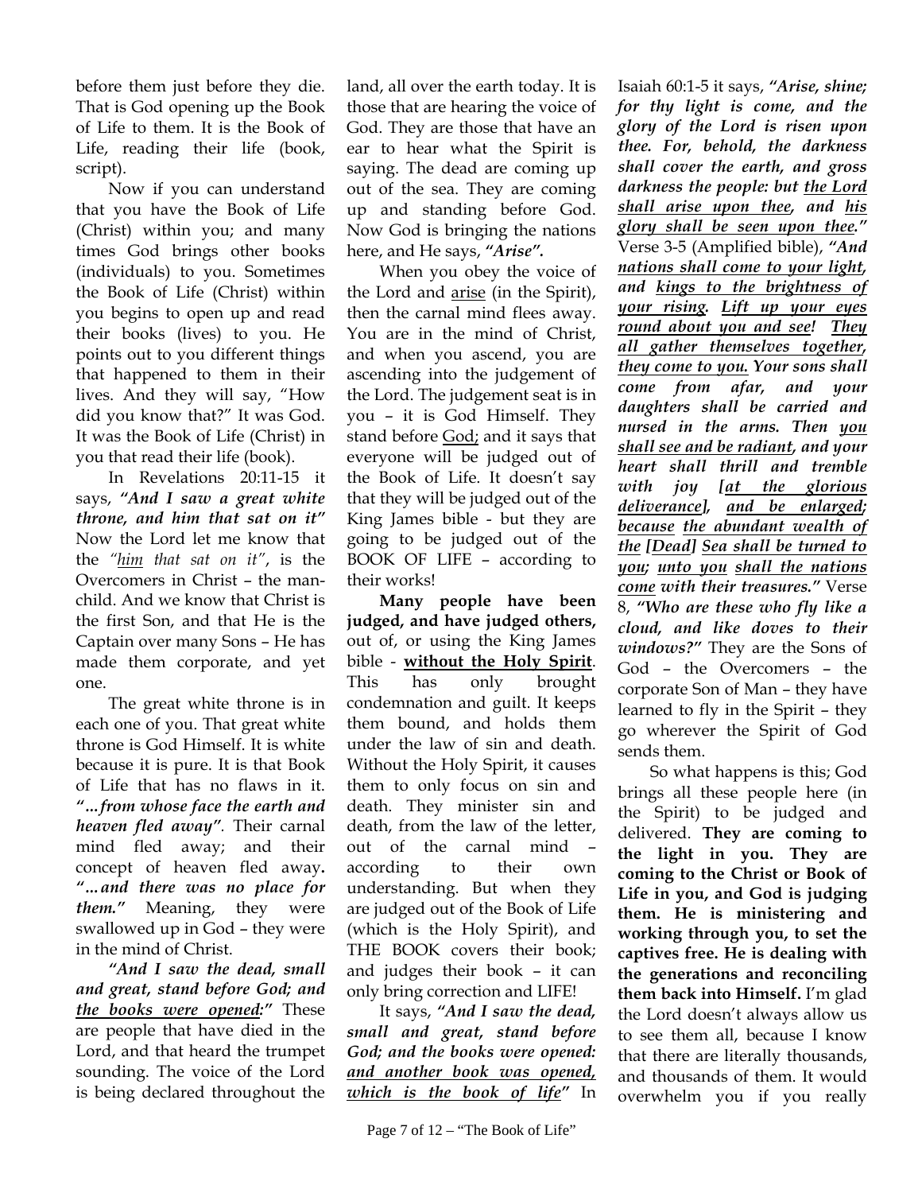before them just before they die. That is God opening up the Book of Life to them. It is the Book of Life, reading their life (book, script).

Now if you can understand that you have the Book of Life (Christ) within you; and many times God brings other books (individuals) to you. Sometimes the Book of Life (Christ) within you begins to open up and read their books (lives) to you. He points out to you different things that happened to them in their lives. And they will say, "How did you know that?" It was God. It was the Book of Life (Christ) in you that read their life (book).

In Revelations 20:11-15 it says, ***"And I saw a great white throne, and him that sat on it"*** Now the Lord let me know that the *"him that sat on it"*, is the Overcomers in Christ – the man-child. And we know that Christ is the first Son, and that He is the Captain over many Sons – He has made them corporate, and yet one.

The great white throne is in each one of you. That great white throne is God Himself. It is white because it is pure. It is that Book of Life that has no flaws in it. ***"…from whose face the earth and heaven fled away"***. Their carnal mind fled away; and their concept of heaven fled away. ***"…and there was no place for them."*** Meaning, they were swallowed up in God – they were in the mind of Christ.

***"And I saw the dead, small and great, stand before God; and the books were opened:"*** These are people that have died in the Lord, and that heard the trumpet sounding. The voice of the Lord is being declared throughout the land, all over the earth today. It is those that are hearing the voice of God. They are those that have an ear to hear what the Spirit is saying. The dead are coming up out of the sea. They are coming up and standing before God. Now God is bringing the nations here, and He says, ***"Arise".***

When you obey the voice of the Lord and arise (in the Spirit), then the carnal mind flees away. You are in the mind of Christ, and when you ascend, you are ascending into the judgement of the Lord. The judgement seat is in you – it is God Himself. They stand before God; and it says that everyone will be judged out of the Book of Life. It doesn't say that they will be judged out of the King James bible - but they are going to be judged out of the BOOK OF LIFE – according to their works!

**Many people have been judged, and have judged others,** out of, or using the King James bible - **without the Holy Spirit**. This has only brought condemnation and guilt. It keeps them bound, and holds them under the law of sin and death. Without the Holy Spirit, it causes them to only focus on sin and death. They minister sin and death, from the law of the letter, out of the carnal mind – according to their own understanding. But when they are judged out of the Book of Life (which is the Holy Spirit), and THE BOOK covers their book; and judges their book – it can only bring correction and LIFE!

It says, ***"And I saw the dead, small and great, stand before God; and the books were opened: and another book was opened, which is the book of life"*** In Isaiah 60:1-5 it says, ***"Arise, shine; for thy light is come, and the glory of the Lord is risen upon thee. For, behold, the darkness shall cover the earth, and gross darkness the people: but the Lord shall arise upon thee, and his glory shall be seen upon thee."*** Verse 3-5 (Amplified bible), ***"And nations shall come to your light, and kings to the brightness of your rising. Lift up your eyes round about you and see! They all gather themselves together, they come to you. Your sons shall come from afar, and your daughters shall be carried and nursed in the arms. Then you shall see and be radiant, and your heart shall thrill and tremble with joy [at the glorious deliverance], and be enlarged; because the abundant wealth of the [Dead] Sea shall be turned to you; unto you shall the nations come with their treasures."*** Verse 8, ***"Who are these who fly like a cloud, and like doves to their windows?"*** They are the Sons of God – the Overcomers – the corporate Son of Man – they have learned to fly in the Spirit – they go wherever the Spirit of God sends them.

So what happens is this; God brings all these people here (in the Spirit) to be judged and delivered. **They are coming to the light in you. They are coming to the Christ or Book of Life in you, and God is judging them. He is ministering and working through you, to set the captives free. He is dealing with the generations and reconciling them back into Himself.** I'm glad the Lord doesn't always allow us to see them all, because I know that there are literally thousands, and thousands of them. It would overwhelm you if you really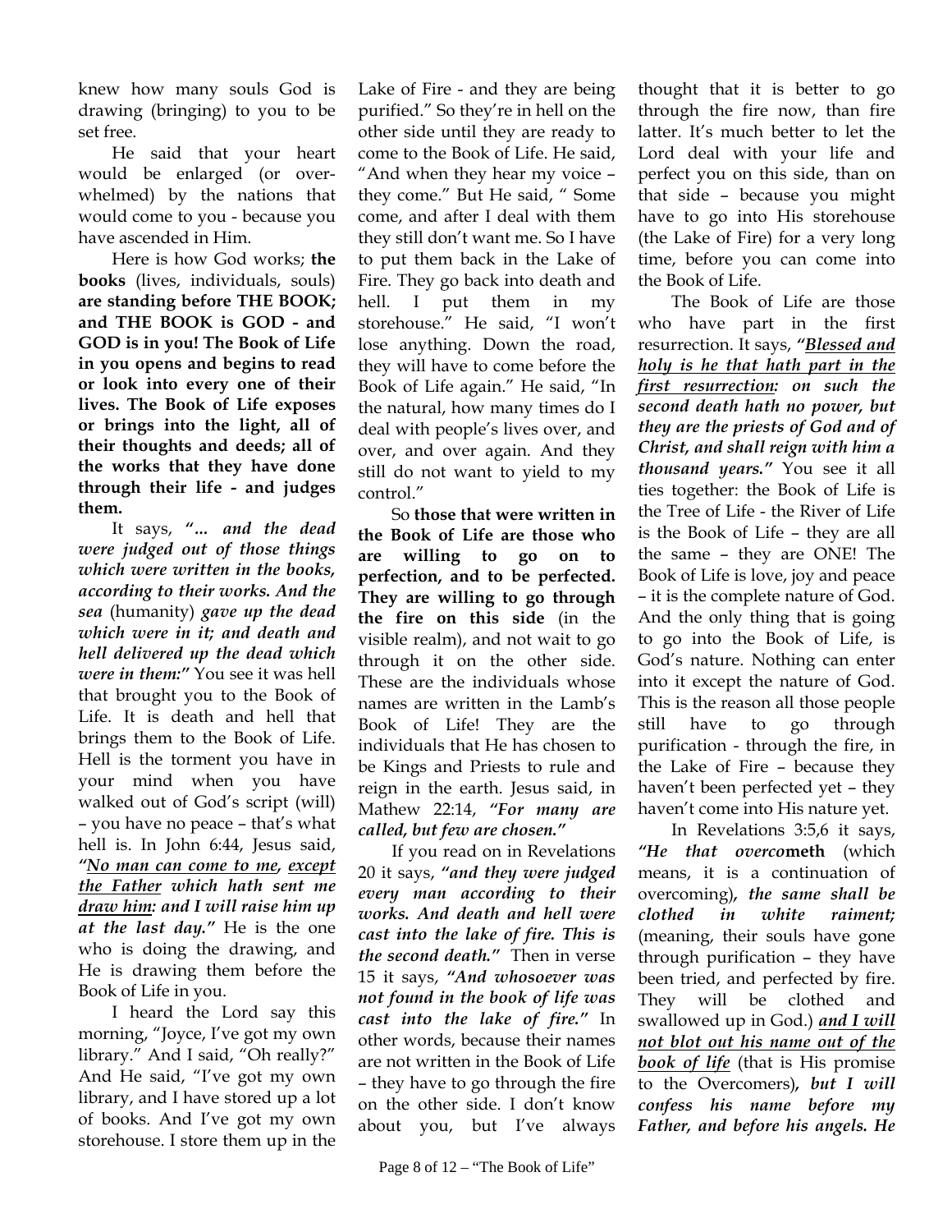knew how many souls God is drawing (bringing) to you to be set free.

He said that your heart would be enlarged (or overwhelmed) by the nations that would come to you - because you have ascended in Him.

Here is how God works; **the books** (lives, individuals, souls) **are standing before THE BOOK; and THE BOOK is GOD - and GOD is in you! The Book of Life in you opens and begins to read or look into every one of their lives. The Book of Life exposes or brings into the light, all of their thoughts and deeds; all of the works that they have done through their life - and judges them.**

It says, ***"... and the dead were judged out of those things which were written in the books, according to their works. And the sea*** (humanity) ***gave up the dead which were in it; and death and hell delivered up the dead which were in them:"*** You see it was hell that brought you to the Book of Life. It is death and hell that brings them to the Book of Life. Hell is the torment you have in your mind when you have walked out of God's script (will) – you have no peace – that's what hell is. In John 6:44, Jesus said, ***"No man can come to me, except the Father which hath sent me draw him: and I will raise him up at the last day."*** He is the one who is doing the drawing, and He is drawing them before the Book of Life in you.

I heard the Lord say this morning, "Joyce, I've got my own library." And I said, "Oh really?" And He said, "I've got my own library, and I have stored up a lot of books. And I've got my own storehouse. I store them up in the Lake of Fire - and they are being purified." So they're in hell on the other side until they are ready to come to the Book of Life. He said, "And when they hear my voice – they come." But He said, " Some come, and after I deal with them they still don't want me. So I have to put them back in the Lake of Fire. They go back into death and hell. I put them in my storehouse." He said, "I won't lose anything. Down the road, they will have to come before the Book of Life again." He said, "In the natural, how many times do I deal with people's lives over, and over, and over again. And they still do not want to yield to my control."

So **those that were written in the Book of Life are those who are willing to go on to perfection, and to be perfected. They are willing to go through the fire on this side** (in the visible realm), and not wait to go through it on the other side. These are the individuals whose names are written in the Lamb's Book of Life! They are the individuals that He has chosen to be Kings and Priests to rule and reign in the earth. Jesus said, in Mathew 22:14, ***"For many are called, but few are chosen."***

If you read on in Revelations 20 it says, ***"and they were judged every man according to their works. And death and hell were cast into the lake of fire. This is the second death."*** Then in verse 15 it says, ***"And whosoever was not found in the book of life was cast into the lake of fire."*** In other words, because their names are not written in the Book of Life – they have to go through the fire on the other side. I don't know about you, but I've always thought that it is better to go through the fire now, than fire latter. It's much better to let the Lord deal with your life and perfect you on this side, than on that side – because you might have to go into His storehouse (the Lake of Fire) for a very long time, before you can come into the Book of Life.

The Book of Life are those who have part in the first resurrection. It says, ***"Blessed and holy is he that hath part in the first resurrection: on such the second death hath no power, but they are the priests of God and of Christ, and shall reign with him a thousand years."*** You see it all ties together: the Book of Life is the Tree of Life - the River of Life is the Book of Life – they are all the same – they are ONE! The Book of Life is love, joy and peace – it is the complete nature of God. And the only thing that is going to go into the Book of Life, is God's nature. Nothing can enter into it except the nature of God. This is the reason all those people still have to go through purification - through the fire, in the Lake of Fire – because they haven't been perfected yet – they haven't come into His nature yet.

In Revelations 3:5,6 it says, ***"He that overcometh*** (which means, it is a continuation of overcoming)***, the same shall be clothed in white raiment;*** (meaning, their souls have gone through purification – they have been tried, and perfected by fire. They will be clothed and swallowed up in God.) ***and I will not blot out his name out of the book of life*** (that is His promise to the Overcomers)***, but I will confess his name before my Father, and before his angels. He***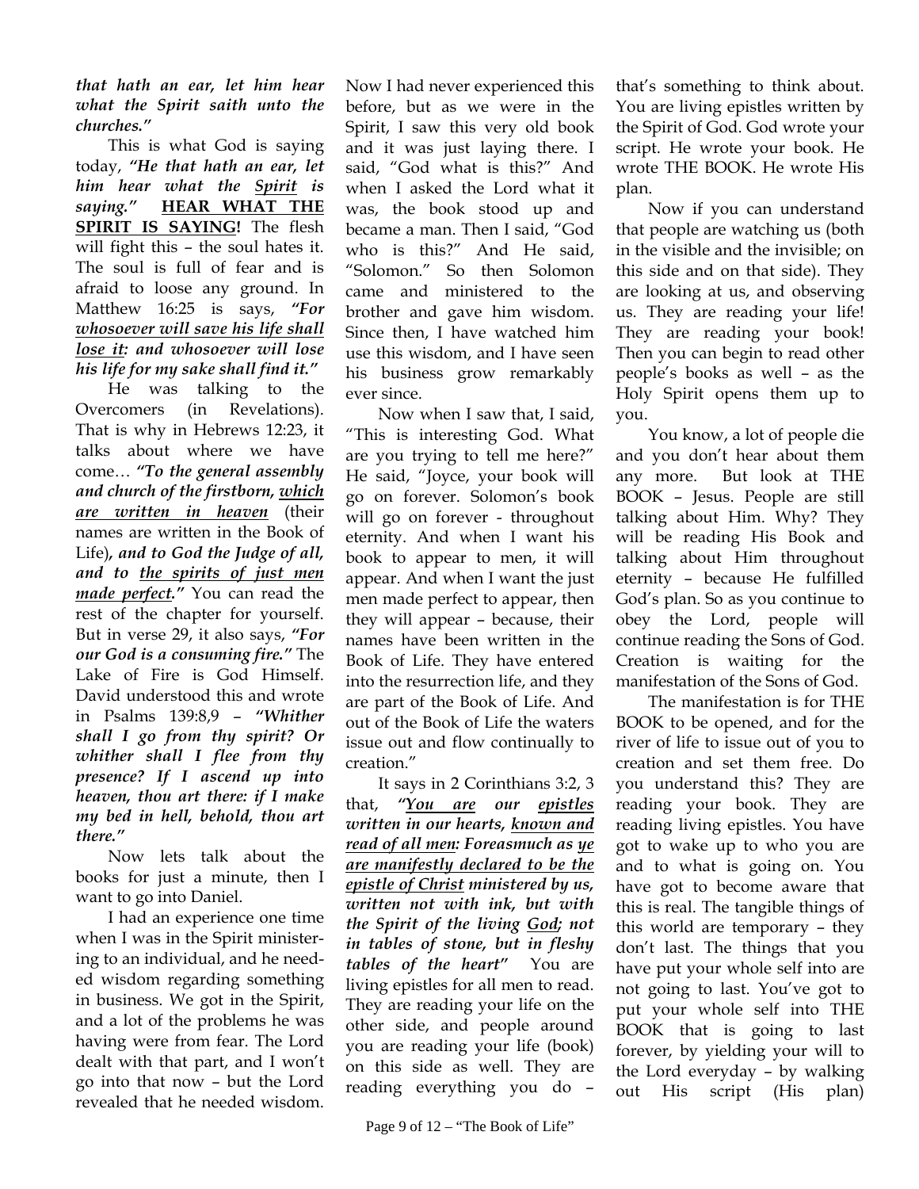***that hath an ear, let him hear what the Spirit saith unto the churches."***

This is what God is saying today, ***"He that hath an ear, let him hear what the Spirit is saying."*** **HEAR WHAT THE SPIRIT IS SAYING!** The flesh will fight this – the soul hates it. The soul is full of fear and is afraid to loose any ground. In Matthew 16:25 is says, ***"For whosoever will save his life shall lose it: and whosoever will lose his life for my sake shall find it."***

He was talking to the Overcomers (in Revelations). That is why in Hebrews 12:23, it talks about where we have come… ***"To the general assembly and church of the firstborn, which are written in heaven*** (their names are written in the Book of Life)***, and to God the Judge of all, and to the spirits of just men made perfect."*** You can read the rest of the chapter for yourself. But in verse 29, it also says, ***"For our God is a consuming fire."*** The Lake of Fire is God Himself. David understood this and wrote in Psalms 139:8,9 – ***"Whither shall I go from thy spirit? Or whither shall I flee from thy presence? If I ascend up into heaven, thou art there: if I make my bed in hell, behold, thou art there."***

Now lets talk about the books for just a minute, then I want to go into Daniel.

I had an experience one time when I was in the Spirit ministering to an individual, and he needed wisdom regarding something in business. We got in the Spirit, and a lot of the problems he was having were from fear. The Lord dealt with that part, and I won't go into that now – but the Lord revealed that he needed wisdom. Now I had never experienced this before, but as we were in the Spirit, I saw this very old book and it was just laying there. I said, "God what is this?" And when I asked the Lord what it was, the book stood up and became a man. Then I said, "God who is this?" And He said, "Solomon." So then Solomon came and ministered to the brother and gave him wisdom. Since then, I have watched him use this wisdom, and I have seen his business grow remarkably ever since.

Now when I saw that, I said, "This is interesting God. What are you trying to tell me here?" He said, "Joyce, your book will go on forever. Solomon's book will go on forever - throughout eternity. And when I want his book to appear to men, it will appear. And when I want the just men made perfect to appear, then they will appear – because, their names have been written in the Book of Life. They have entered into the resurrection life, and they are part of the Book of Life. And out of the Book of Life the waters issue out and flow continually to creation."

It says in 2 Corinthians 3:2, 3 that, ***"You are our epistles written in our hearts, known and read of all men: Foreasmuch as ye are manifestly declared to be the epistle of Christ ministered by us, written not with ink, but with the Spirit of the living God; not in tables of stone, but in fleshy tables of the heart"*** You are living epistles for all men to read. They are reading your life on the other side, and people around you are reading your life (book) on this side as well. They are reading everything you do – that's something to think about. You are living epistles written by the Spirit of God. God wrote your script. He wrote your book. He wrote THE BOOK. He wrote His plan.

Now if you can understand that people are watching us (both in the visible and the invisible; on this side and on that side). They are looking at us, and observing us. They are reading your life! They are reading your book! Then you can begin to read other people's books as well – as the Holy Spirit opens them up to you.

You know, a lot of people die and you don't hear about them any more. But look at THE BOOK – Jesus. People are still talking about Him. Why? They will be reading His Book and talking about Him throughout eternity – because He fulfilled God's plan. So as you continue to obey the Lord, people will continue reading the Sons of God. Creation is waiting for the manifestation of the Sons of God.

The manifestation is for THE BOOK to be opened, and for the river of life to issue out of you to creation and set them free. Do you understand this? They are reading your book. They are reading living epistles. You have got to wake up to who you are and to what is going on. You have got to become aware that this is real. The tangible things of this world are temporary – they don't last. The things that you have put your whole self into are not going to last. You've got to put your whole self into THE BOOK that is going to last forever, by yielding your will to the Lord everyday – by walking out His script (His plan)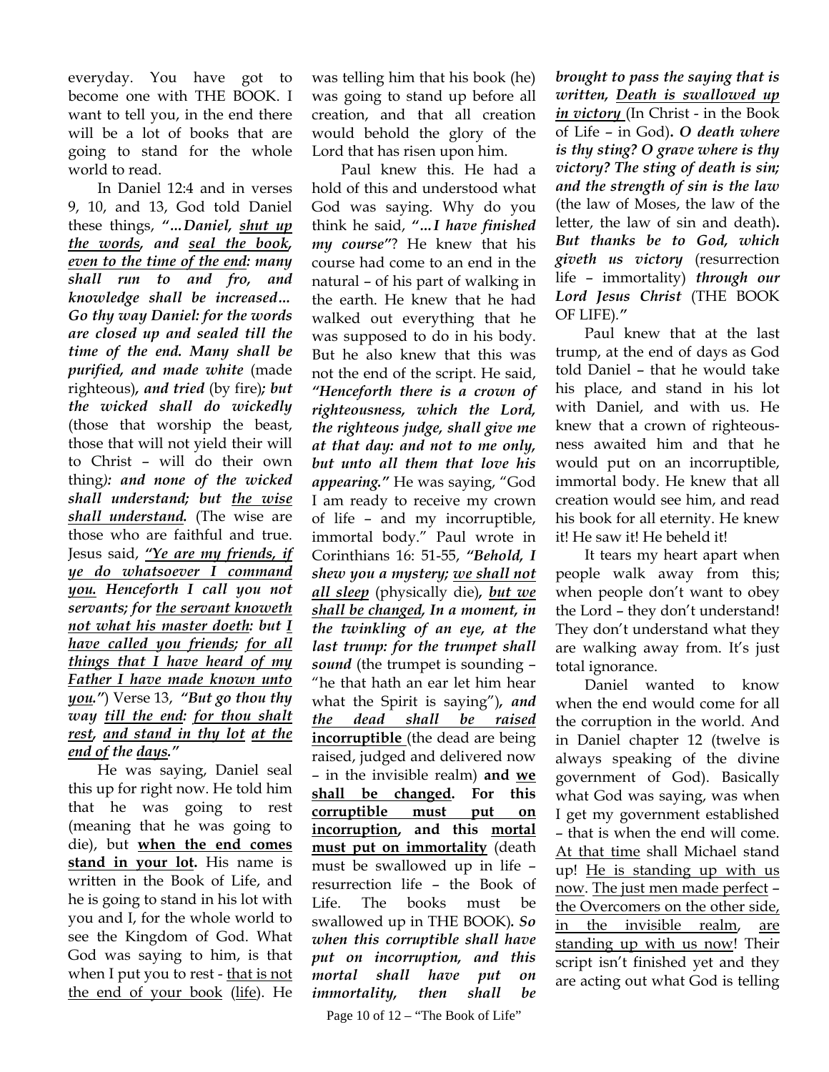everyday. You have got to become one with THE BOOK. I want to tell you, in the end there will be a lot of books that are going to stand for the whole world to read.

In Daniel 12:4 and in verses 9, 10, and 13, God told Daniel these things, ***"…Daniel, <u>shut up the words</u>, and <u>seal the book</u>, <u>even to the time of the end</u>: many shall run to and fro, and knowledge shall be increased… Go thy way Daniel: for the words are closed up and sealed till the time of the end. Many shall be purified, and made white*** (made righteous)***, and tried*** (by fire)***; but the wicked shall do wickedly*** (those that worship the beast, those that will not yield their will to Christ – will do their own thing)***: and none of the wicked shall understand; but <u>the wise shall understand</u>.*** (The wise are those who are faithful and true. Jesus said, ***<u>"Ye are my friends, if ye do whatsoever I command you.</u> Henceforth I call you not servants; for <u>the servant knoweth not what his master doeth</u>: but <u>I have called you friends</u>; <u>for all things that I have heard of my Father I have made known unto you</u>."***) Verse 13, ***"But go thou thy way <u>till the end</u>: <u>for thou shalt rest</u>, <u>and stand in thy lot</u> <u>at the end of</u> the <u>days</u>."***

He was saying, Daniel seal this up for right now. He told him that he was going to rest (meaning that he was going to die), but **<u>when the end comes stand in your lot</u>.** His name is written in the Book of Life, and he is going to stand in his lot with you and I, for the whole world to see the Kingdom of God. What God was saying to him, is that when I put you to rest - <u>that is not the end of your book</u> (<u>life</u>). He was telling him that his book (he) was going to stand up before all creation, and that all creation would behold the glory of the Lord that has risen upon him.

Paul knew this. He had a hold of this and understood what God was saying. Why do you think he said, ***"…I have finished my course"***? He knew that his course had come to an end in the natural – of his part of walking in the earth. He knew that he had walked out everything that he was supposed to do in his body. But he also knew that this was not the end of the script. He said, ***"Henceforth there is a crown of righteousness, which the Lord, the righteous judge, shall give me at that day: and not to me only, but unto all them that love his appearing."*** He was saying, "God I am ready to receive my crown of life – and my incorruptible, immortal body." Paul wrote in Corinthians 16: 51-55, ***"Behold, I shew you a mystery; <u>we shall not all sleep</u>*** (physically die)***, <u>but we shall be changed</u>, In a moment, in the twinkling of an eye, at the last trump: for the trumpet shall sound*** (the trumpet is sounding – "he that hath an ear let him hear what the Spirit is saying")***, and <u>the dead shall be raised</u>*** **<u>incorruptible</u>** (the dead are being raised, judged and delivered now – in the invisible realm) **and <u>we shall be changed</u>. For this <u>corruptible must put on incorruption</u>, and this <u>mortal must put on immortality</u>** (death must be swallowed up in life – resurrection life – the Book of Life. The books must be swallowed up in THE BOOK)***. So when this corruptible shall have put on incorruption, and this mortal shall have put on immortality, then shall be brought to pass the saying that is written, <u>Death is swallowed up in victory</u>*** (In Christ - in the Book of Life – in God)***. O death where is thy sting? O grave where is thy victory? The sting of death is sin; and the strength of sin is the law*** (the law of Moses, the law of the letter, the law of sin and death)***. But thanks be to God, which giveth us victory*** (resurrection life – immortality) ***through our Lord Jesus Christ*** (THE BOOK OF LIFE).***"***

Paul knew that at the last trump, at the end of days as God told Daniel – that he would take his place, and stand in his lot with Daniel, and with us. He knew that a crown of righteousness awaited him and that he would put on an incorruptible, immortal body. He knew that all creation would see him, and read his book for all eternity. He knew it! He saw it! He beheld it!

It tears my heart apart when people walk away from this; when people don't want to obey the Lord – they don't understand! They don't understand what they are walking away from. It's just total ignorance.

Daniel wanted to know when the end would come for all the corruption in the world. And in Daniel chapter 12 (twelve is always speaking of the divine government of God). Basically what God was saying, was when I get my government established – that is when the end will come. <u>At that time</u> shall Michael stand up! <u>He is standing up with us now</u>. <u>The just men made perfect</u> – <u>the Overcomers on the other side, in the invisible realm</u>, <u>are standing up with us now</u>! Their script isn't finished yet and they are acting out what God is telling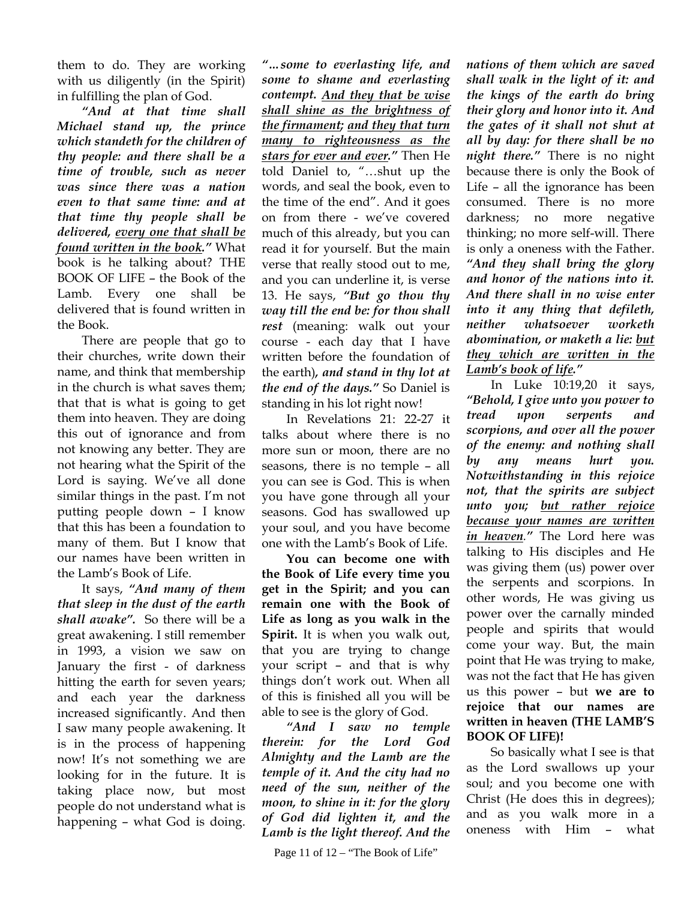them to do. They are working with us diligently (in the Spirit) in fulfilling the plan of God.

***"And at that time shall Michael stand up, the prince which standeth for the children of thy people: and there shall be a time of trouble, such as never was since there was a nation even to that same time: and at that time thy people shall be delivered, <u>every one that shall be found written in the book</u>."*** What book is he talking about? THE BOOK OF LIFE – the Book of the Lamb. Every one shall be delivered that is found written in the Book.

There are people that go to their churches, write down their name, and think that membership in the church is what saves them; that that is what is going to get them into heaven. They are doing this out of ignorance and from not knowing any better. They are not hearing what the Spirit of the Lord is saying. We've all done similar things in the past. I'm not putting people down – I know that this has been a foundation to many of them. But I know that our names have been written in the Lamb's Book of Life.

It says, ***"And many of them that sleep in the dust of the earth shall awake".*** So there will be a great awakening. I still remember in 1993, a vision we saw on January the first - of darkness hitting the earth for seven years; and each year the darkness increased significantly. And then I saw many people awakening. It is in the process of happening now! It's not something we are looking for in the future. It is taking place now, but most people do not understand what is happening – what God is doing.

***"…some to everlasting life, and some to shame and everlasting contempt. <u>And they that be wise shall shine as the brightness of the firmament</u>; <u>and they that turn many to righteousness as the stars for ever and ever</u>."*** Then He told Daniel to, "…shut up the words, and seal the book, even to the time of the end". And it goes on from there - we've covered much of this already, but you can read it for yourself. But the main verse that really stood out to me, and you can underline it, is verse 13. He says, ***"But go thou thy way till the end be: for thou shall rest*** (meaning: walk out your course - each day that I have written before the foundation of the earth)***, and stand in thy lot at the end of the days."*** So Daniel is standing in his lot right now!

In Revelations 21: 22-27 it talks about where there is no more sun or moon, there are no seasons, there is no temple – all you can see is God. This is when you have gone through all your seasons. God has swallowed up your soul, and you have become one with the Lamb's Book of Life.

**You can become one with the Book of Life every time you get in the Spirit; and you can remain one with the Book of Life as long as you walk in the Spirit.** It is when you walk out, that you are trying to change your script – and that is why things don't work out. When all of this is finished all you will be able to see is the glory of God.

***"And I saw no temple therein: for the Lord God Almighty and the Lamb are the temple of it. And the city had no need of the sun, neither of the moon, to shine in it: for the glory of God did lighten it, and the Lamb is the light thereof. And the nations of them which are saved shall walk in the light of it: and the kings of the earth do bring their glory and honor into it. And the gates of it shall not shut at all by day: for there shall be no night there."*** There is no night because there is only the Book of Life – all the ignorance has been consumed. There is no more darkness; no more negative thinking; no more self-will. There is only a oneness with the Father. ***"And they shall bring the glory and honor of the nations into it. And there shall in no wise enter into it any thing that defileth, neither whatsoever worketh abomination, or maketh a lie: <u>but they which are written in the Lamb's book of life</u>."***

In Luke 10:19,20 it says, ***"Behold, I give unto you power to tread upon serpents and scorpions, and over all the power of the enemy: and nothing shall by any means hurt you. Notwithstanding in this rejoice not, that the spirits are subject unto you; <u>but rather rejoice because your names are written in heaven</u>."*** The Lord here was talking to His disciples and He was giving them (us) power over the serpents and scorpions. In other words, He was giving us power over the carnally minded people and spirits that would come your way. But, the main point that He was trying to make, was not the fact that He has given us this power – but **we are to rejoice that our names are written in heaven (THE LAMB'S BOOK OF LIFE)!**

So basically what I see is that as the Lord swallows up your soul; and you become one with Christ (He does this in degrees); and as you walk more in a oneness with Him – what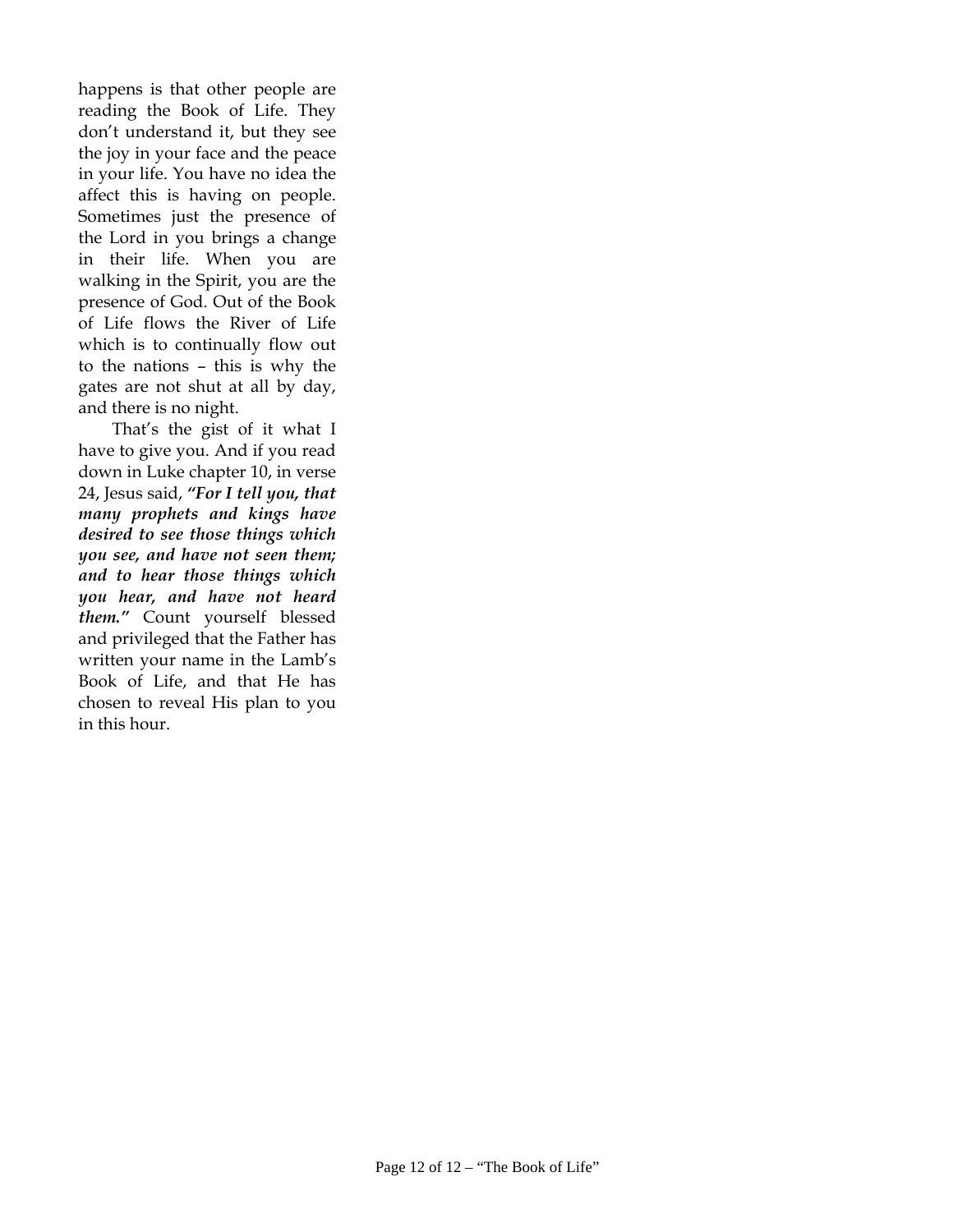happens is that other people are reading the Book of Life. They don't understand it, but they see the joy in your face and the peace in your life. You have no idea the affect this is having on people. Sometimes just the presence of the Lord in you brings a change in their life. When you are walking in the Spirit, you are the presence of God. Out of the Book of Life flows the River of Life which is to continually flow out to the nations – this is why the gates are not shut at all by day, and there is no night.

That's the gist of it what I have to give you. And if you read down in Luke chapter 10, in verse 24, Jesus said, ***"For I tell you, that many prophets and kings have desired to see those things which you see, and have not seen them; and to hear those things which you hear, and have not heard them."*** Count yourself blessed and privileged that the Father has written your name in the Lamb's Book of Life, and that He has chosen to reveal His plan to you in this hour.